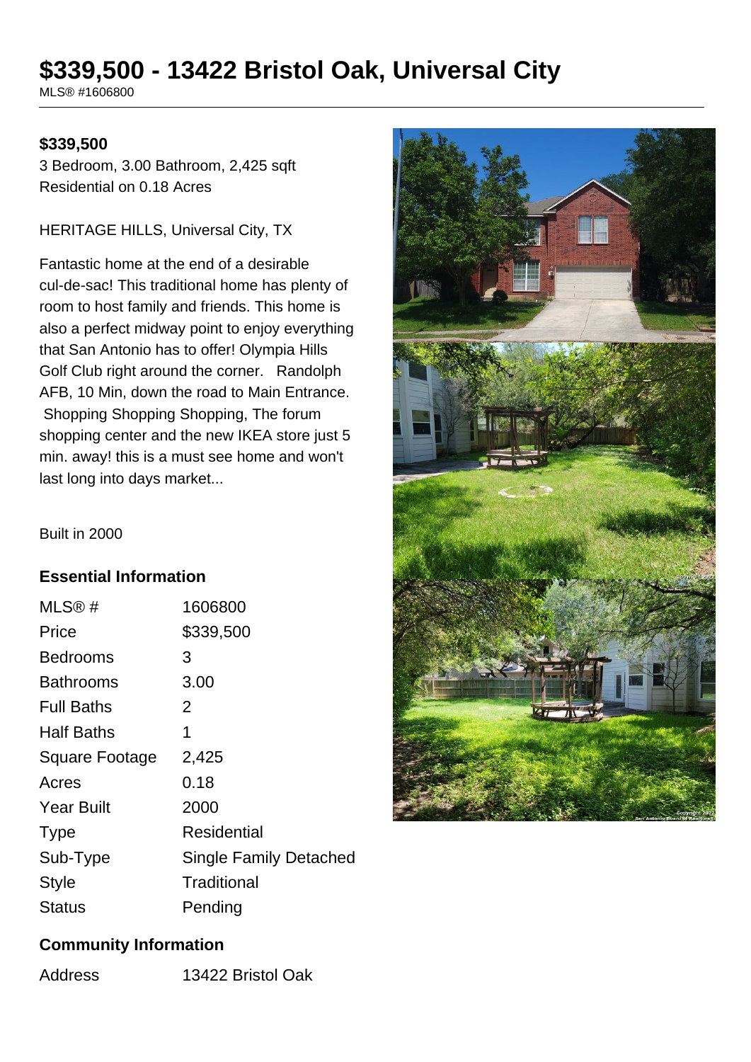# $339,500 - 13422 Bristol Oak, Universal City

MLS® #1606800

**$339,500**

3 Bedroom, 3.00 Bathroom, 2,425 sqft
Residential on 0.18 Acres

HERITAGE HILLS, Universal City, TX

Fantastic home at the end of a desirable cul-de-sac! This traditional home has plenty of room to host family and friends. This home is also a perfect midway point to enjoy everything that San Antonio has to offer! Olympia Hills Golf Club right around the corner. Randolph AFB, 10 Min, down the road to Main Entrance. Shopping Shopping Shopping, The forum shopping center and the new IKEA store just 5 min. away! this is a must see home and won't last long into days market...

Built in 2000

## Essential Information

| | |
|---|---|
| MLS® # | 1606800 |
| Price | $339,500 |
| Bedrooms | 3 |
| Bathrooms | 3.00 |
| Full Baths | 2 |
| Half Baths | 1 |
| Square Footage | 2,425 |
| Acres | 0.18 |
| Year Built | 2000 |
| Type | Residential |
| Sub-Type | Single Family Detached |
| Style | Traditional |
| Status | Pending |

## Community Information

| | |
|---|---|
| Address | 13422 Bristol Oak |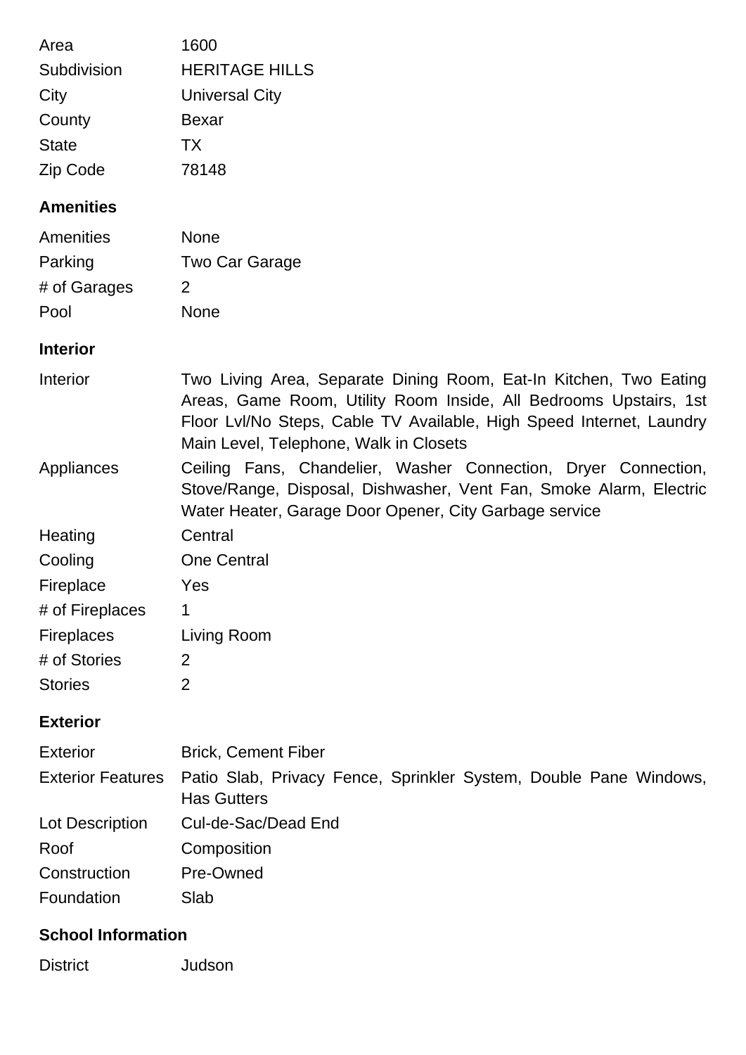| | |
|---|---|
| Area | 1600 |
| Subdivision | HERITAGE HILLS |
| City | Universal City |
| County | Bexar |
| State | TX |
| Zip Code | 78148 |

## Amenities

| | |
|---|---|
| Amenities | None |
| Parking | Two Car Garage |
| # of Garages | 2 |
| Pool | None |

## Interior

| | |
|---|---|
| Interior | Two Living Area, Separate Dining Room, Eat-In Kitchen, Two Eating Areas, Game Room, Utility Room Inside, All Bedrooms Upstairs, 1st Floor Lvl/No Steps, Cable TV Available, High Speed Internet, Laundry Main Level, Telephone, Walk in Closets |
| Appliances | Ceiling Fans, Chandelier, Washer Connection, Dryer Connection, Stove/Range, Disposal, Dishwasher, Vent Fan, Smoke Alarm, Electric Water Heater, Garage Door Opener, City Garbage service |
| Heating | Central |
| Cooling | One Central |
| Fireplace | Yes |
| # of Fireplaces | 1 |
| Fireplaces | Living Room |
| # of Stories | 2 |
| Stories | 2 |

## Exterior

| | |
|---|---|
| Exterior | Brick, Cement Fiber |
| Exterior Features | Patio Slab, Privacy Fence, Sprinkler System, Double Pane Windows, Has Gutters |
| Lot Description | Cul-de-Sac/Dead End |
| Roof | Composition |
| Construction | Pre-Owned |
| Foundation | Slab |

## School Information

| | |
|---|---|
| District | Judson |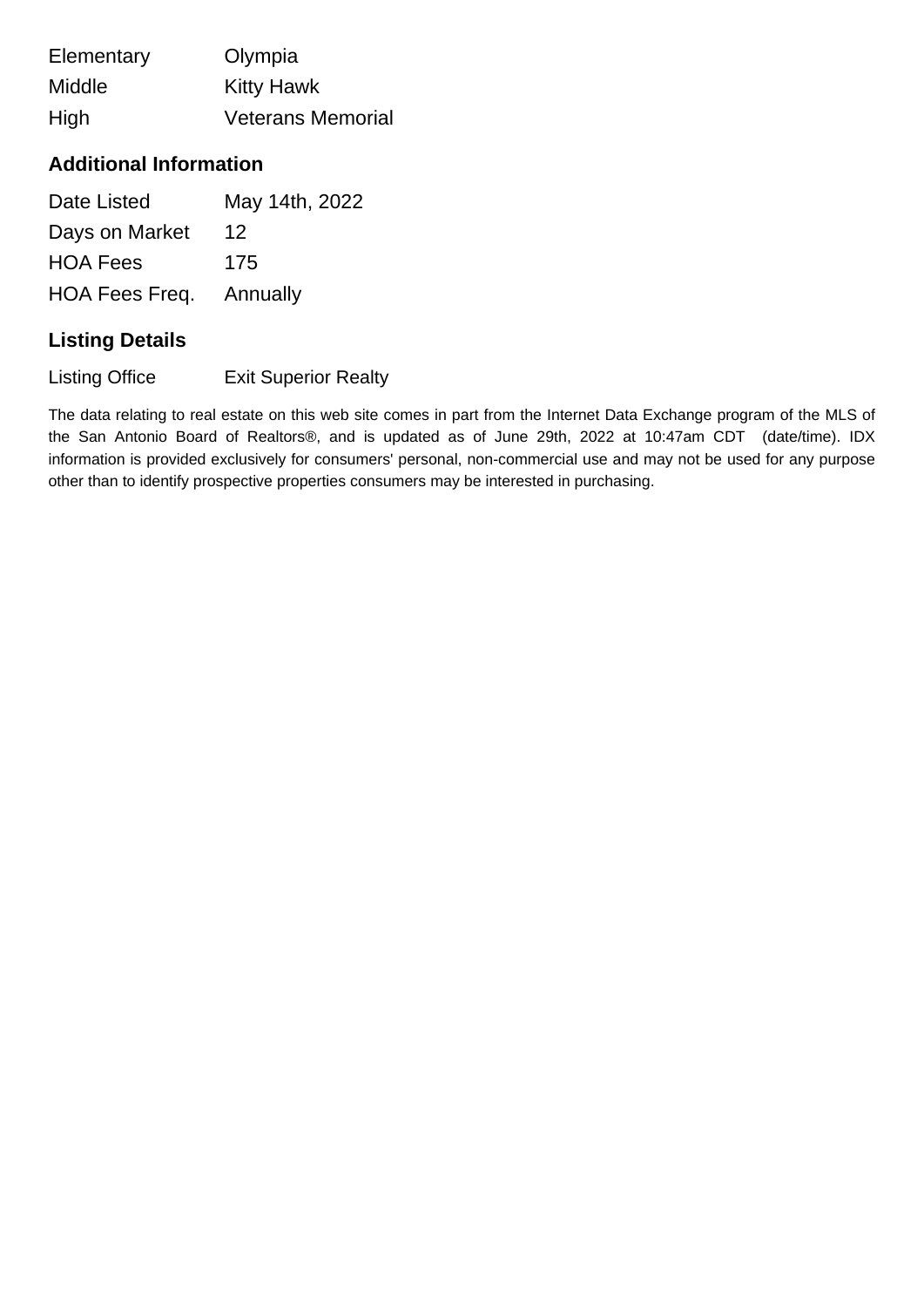| | |
|---|---|
| Elementary | Olympia |
| Middle | Kitty Hawk |
| High | Veterans Memorial |

## Additional Information

| | |
|---|---|
| Date Listed | May 14th, 2022 |
| Days on Market | 12 |
| HOA Fees | 175 |
| HOA Fees Freq. | Annually |

## Listing Details

| | |
|---|---|
| Listing Office | Exit Superior Realty |

The data relating to real estate on this web site comes in part from the Internet Data Exchange program of the MLS of the San Antonio Board of Realtors®, and is updated as of June 29th, 2022 at 10:47am CDT (date/time). IDX information is provided exclusively for consumers' personal, non-commercial use and may not be used for any purpose other than to identify prospective properties consumers may be interested in purchasing.